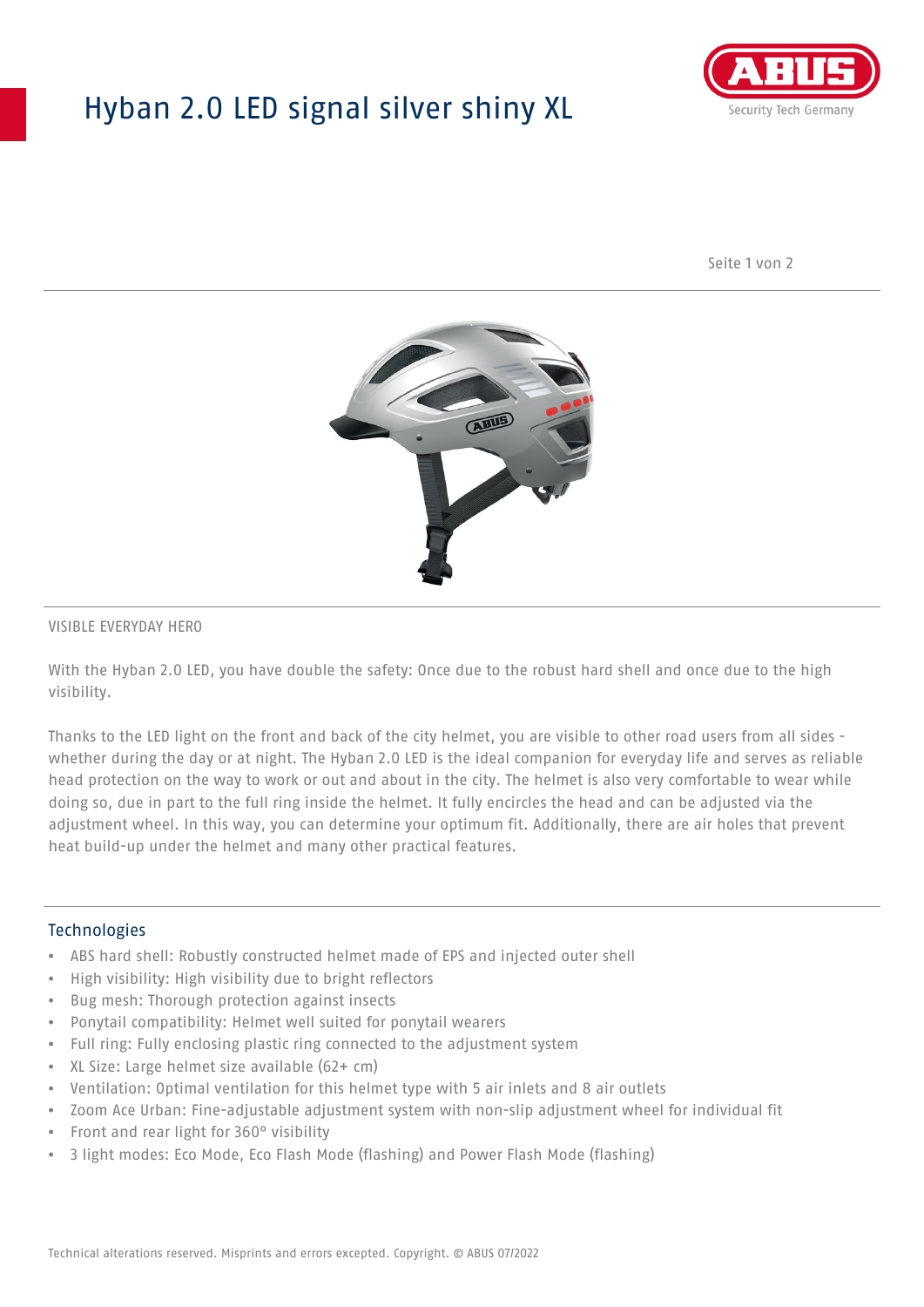# Hyban 2.0 LED signal silver shiny XL

VISIBLE EVERYDAY HERO

With the Hyban 2.0 LED, you have double the safety: Once due to the robust hard shell and once due to the high visibility.

Thanks to the LED light on the front and back of the city helmet, you are visible to other road users from all sides - whether during the day or at night. The Hyban 2.0 LED is the ideal companion for everyday life and serves as reliable head protection on the way to work or out and about in the city. The helmet is also very comfortable to wear while doing so, due in part to the full ring inside the helmet. It fully encircles the head and can be adjusted via the adjustment wheel. In this way, you can determine your optimum fit. Additionally, there are air holes that prevent heat build-up under the helmet and many other practical features.

## Technologies

- ABS hard shell: Robustly constructed helmet made of EPS and injected outer shell
- High visibility: High visibility due to bright reflectors
- Bug mesh: Thorough protection against insects
- Ponytail compatibility: Helmet well suited for ponytail wearers
- Full ring: Fully enclosing plastic ring connected to the adjustment system
- XL Size: Large helmet size available (62+ cm)
- Ventilation: Optimal ventilation for this helmet type with 5 air inlets and 8 air outlets
- Zoom Ace Urban: Fine-adjustable adjustment system with non-slip adjustment wheel for individual fit
- Front and rear light for 360° visibility
- 3 light modes: Eco Mode, Eco Flash Mode (flashing) and Power Flash Mode (flashing)

Technical alterations reserved. Misprints and errors excepted. Copyright. © ABUS 07/2022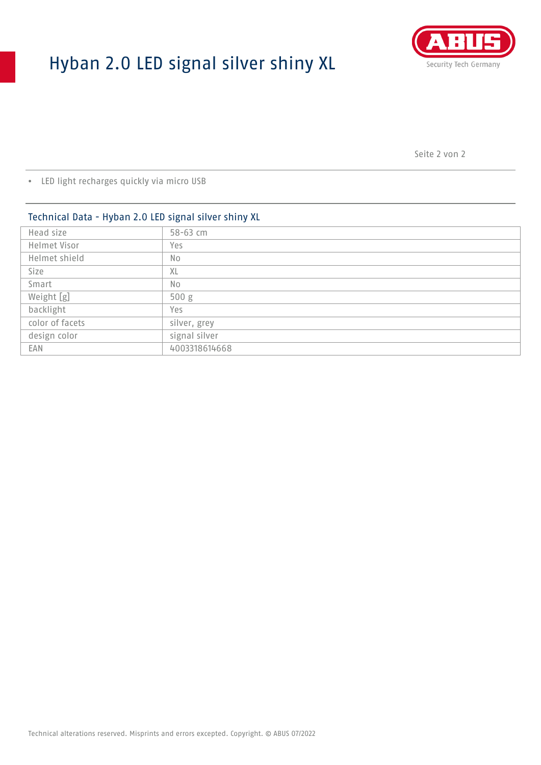# Hyban 2.0 LED signal silver shiny XL

- LED light recharges quickly via micro USB

## Technical Data - Hyban 2.0 LED signal silver shiny XL

| | |
|---|---|
| Head size | 58-63 cm |
| Helmet Visor | Yes |
| Helmet shield | No |
| Size | XL |
| Smart | No |
| Weight [g] | 500 g |
| backlight | Yes |
| color of facets | silver, grey |
| design color | signal silver |
| EAN | 4003318614668 |

Technical alterations reserved. Misprints and errors excepted. Copyright. © ABUS 07/2022